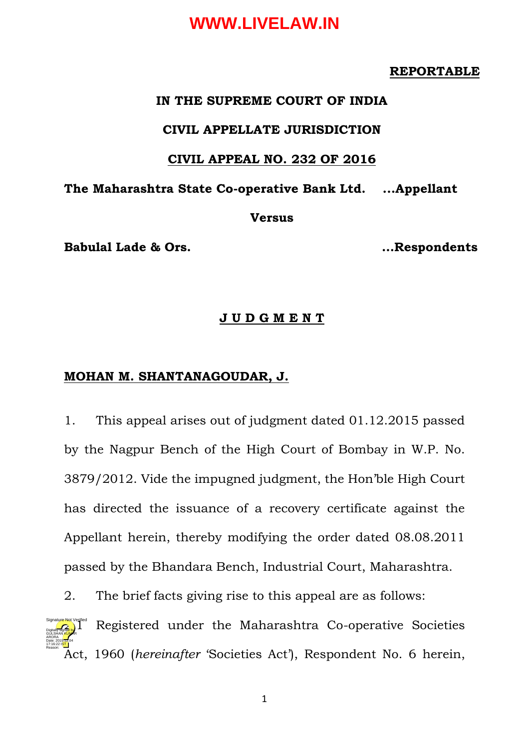**REPORTABLE**

**IN THE SUPREME COURT OF INDIA**

**CIVIL APPELLATE JURISDICTION**

**CIVIL APPEAL NO. 232 OF 2016**

**The Maharashtra State Co-operative Bank Ltd. ...Appellant**

**Versus**

**Babulal Lade & Ors. ...Respondents**

**J U D G M E N T**

**MOHAN M. SHANTANAGOUDAR, J.**

1. This appeal arises out of judgment dated 01.12.2015 passed by the Nagpur Bench of the High Court of Bombay in W.P. No. 3879/2012. Vide the impugned judgment, the Hon'ble High Court has directed the issuance of a recovery certificate against the Appellant herein, thereby modifying the order dated 08.08.2011 passed by the Bhandara Bench, Industrial Court, Maharashtra.

2. The brief facts giving rise to this appeal are as follows:

2.1 Registered under the Maharashtra Co-operative Societies Act, 1960 (*hereinafter* 'Societies Act'), Respondent No. 6 herein,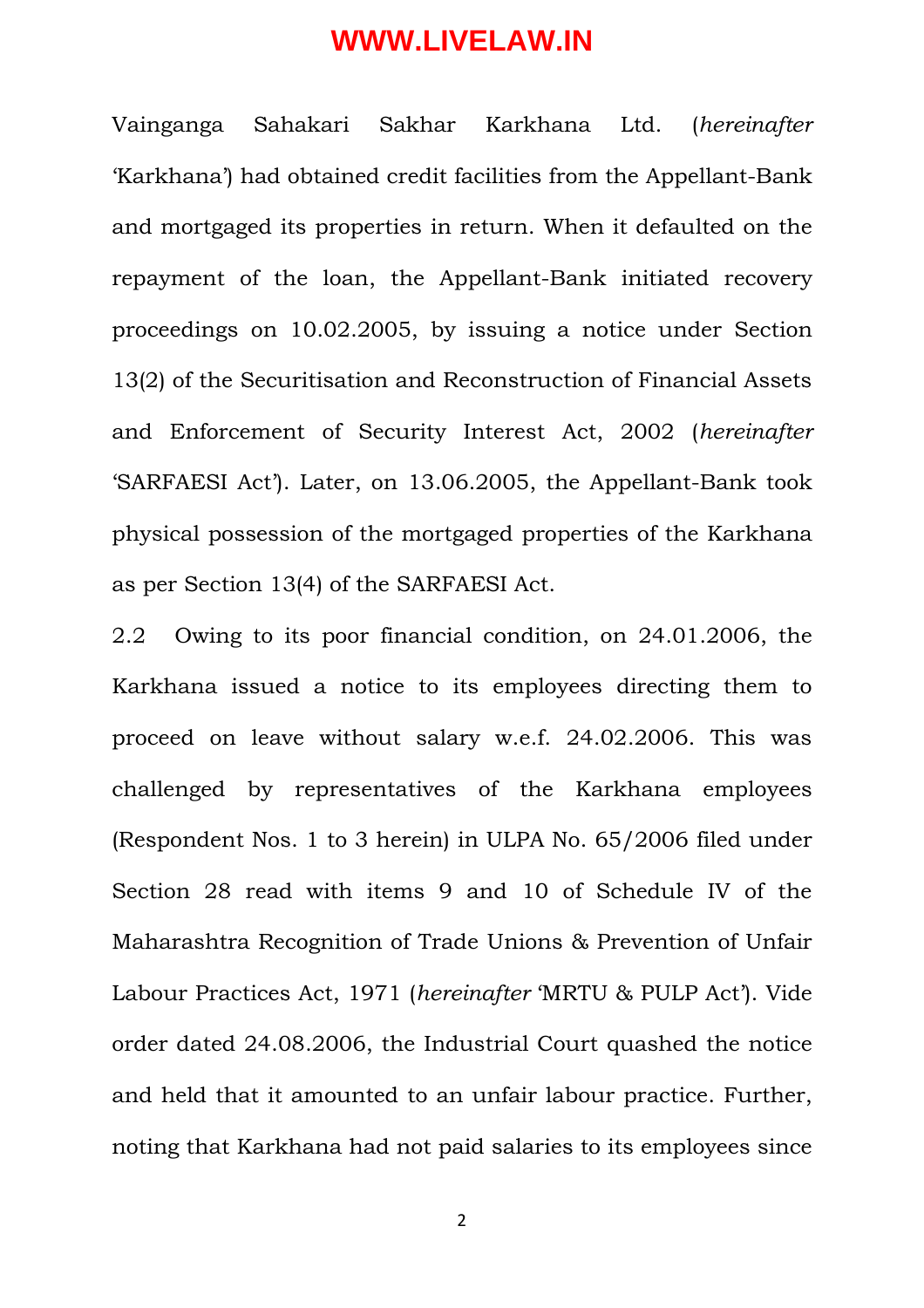Vainganga Sahakari Sakhar Karkhana Ltd. (*hereinafter* 'Karkhana') had obtained credit facilities from the Appellant-Bank and mortgaged its properties in return. When it defaulted on the repayment of the loan, the Appellant-Bank initiated recovery proceedings on 10.02.2005, by issuing a notice under Section 13(2) of the Securitisation and Reconstruction of Financial Assets and Enforcement of Security Interest Act, 2002 (*hereinafter* 'SARFAESI Act'). Later, on 13.06.2005, the Appellant-Bank took physical possession of the mortgaged properties of the Karkhana as per Section 13(4) of the SARFAESI Act.

2.2 Owing to its poor financial condition, on 24.01.2006, the Karkhana issued a notice to its employees directing them to proceed on leave without salary w.e.f. 24.02.2006. This was challenged by representatives of the Karkhana employees (Respondent Nos. 1 to 3 herein) in ULPA No. 65/2006 filed under Section 28 read with items 9 and 10 of Schedule IV of the Maharashtra Recognition of Trade Unions & Prevention of Unfair Labour Practices Act, 1971 (*hereinafter* 'MRTU & PULP Act'). Vide order dated 24.08.2006, the Industrial Court quashed the notice and held that it amounted to an unfair labour practice. Further, noting that Karkhana had not paid salaries to its employees since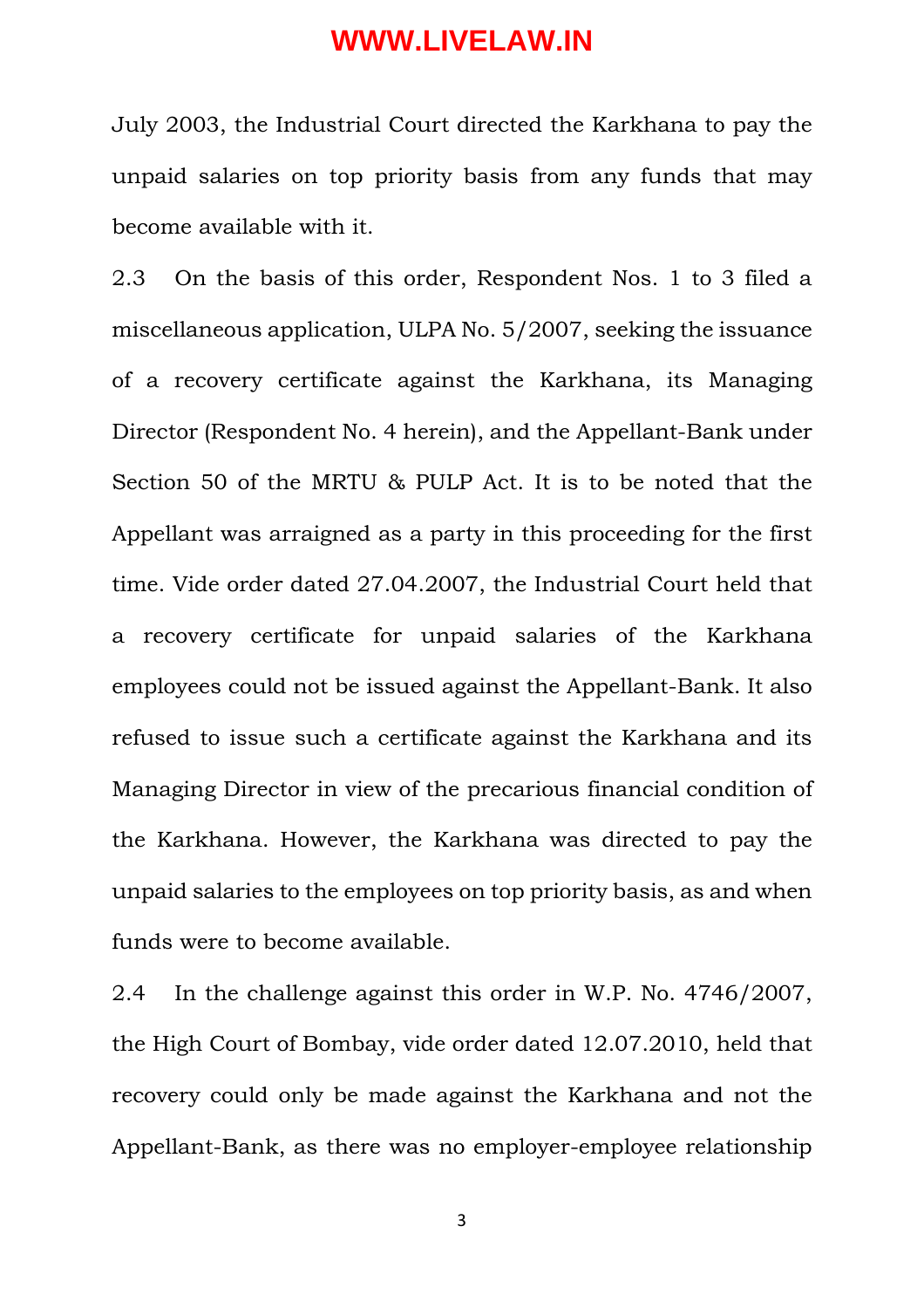July 2003, the Industrial Court directed the Karkhana to pay the unpaid salaries on top priority basis from any funds that may become available with it.

2.3 On the basis of this order, Respondent Nos. 1 to 3 filed a miscellaneous application, ULPA No. 5/2007, seeking the issuance of a recovery certificate against the Karkhana, its Managing Director (Respondent No. 4 herein), and the Appellant-Bank under Section 50 of the MRTU & PULP Act. It is to be noted that the Appellant was arraigned as a party in this proceeding for the first time. Vide order dated 27.04.2007, the Industrial Court held that a recovery certificate for unpaid salaries of the Karkhana employees could not be issued against the Appellant-Bank. It also refused to issue such a certificate against the Karkhana and its Managing Director in view of the precarious financial condition of the Karkhana. However, the Karkhana was directed to pay the unpaid salaries to the employees on top priority basis, as and when funds were to become available.

2.4 In the challenge against this order in W.P. No. 4746/2007, the High Court of Bombay, vide order dated 12.07.2010, held that recovery could only be made against the Karkhana and not the Appellant-Bank, as there was no employer-employee relationship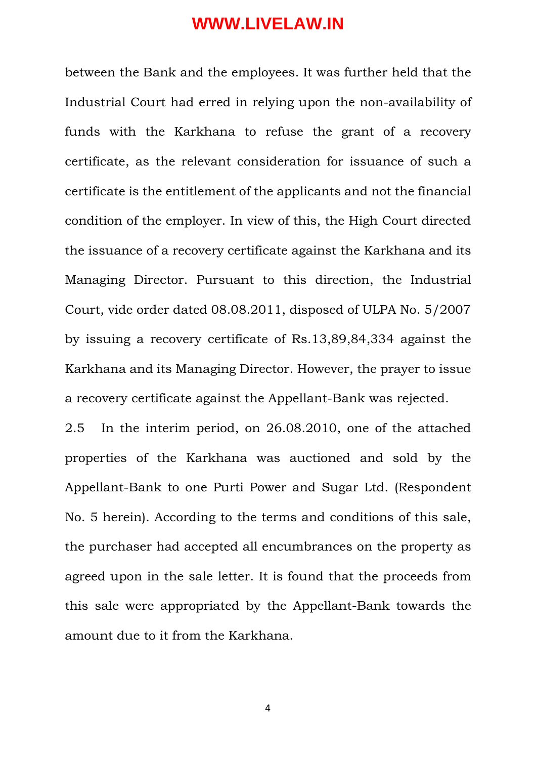between the Bank and the employees. It was further held that the Industrial Court had erred in relying upon the non-availability of funds with the Karkhana to refuse the grant of a recovery certificate, as the relevant consideration for issuance of such a certificate is the entitlement of the applicants and not the financial condition of the employer. In view of this, the High Court directed the issuance of a recovery certificate against the Karkhana and its Managing Director. Pursuant to this direction, the Industrial Court, vide order dated 08.08.2011, disposed of ULPA No. 5/2007 by issuing a recovery certificate of Rs.13,89,84,334 against the Karkhana and its Managing Director. However, the prayer to issue a recovery certificate against the Appellant-Bank was rejected.

2.5 In the interim period, on 26.08.2010, one of the attached properties of the Karkhana was auctioned and sold by the Appellant-Bank to one Purti Power and Sugar Ltd. (Respondent No. 5 herein). According to the terms and conditions of this sale, the purchaser had accepted all encumbrances on the property as agreed upon in the sale letter. It is found that the proceeds from this sale were appropriated by the Appellant-Bank towards the amount due to it from the Karkhana.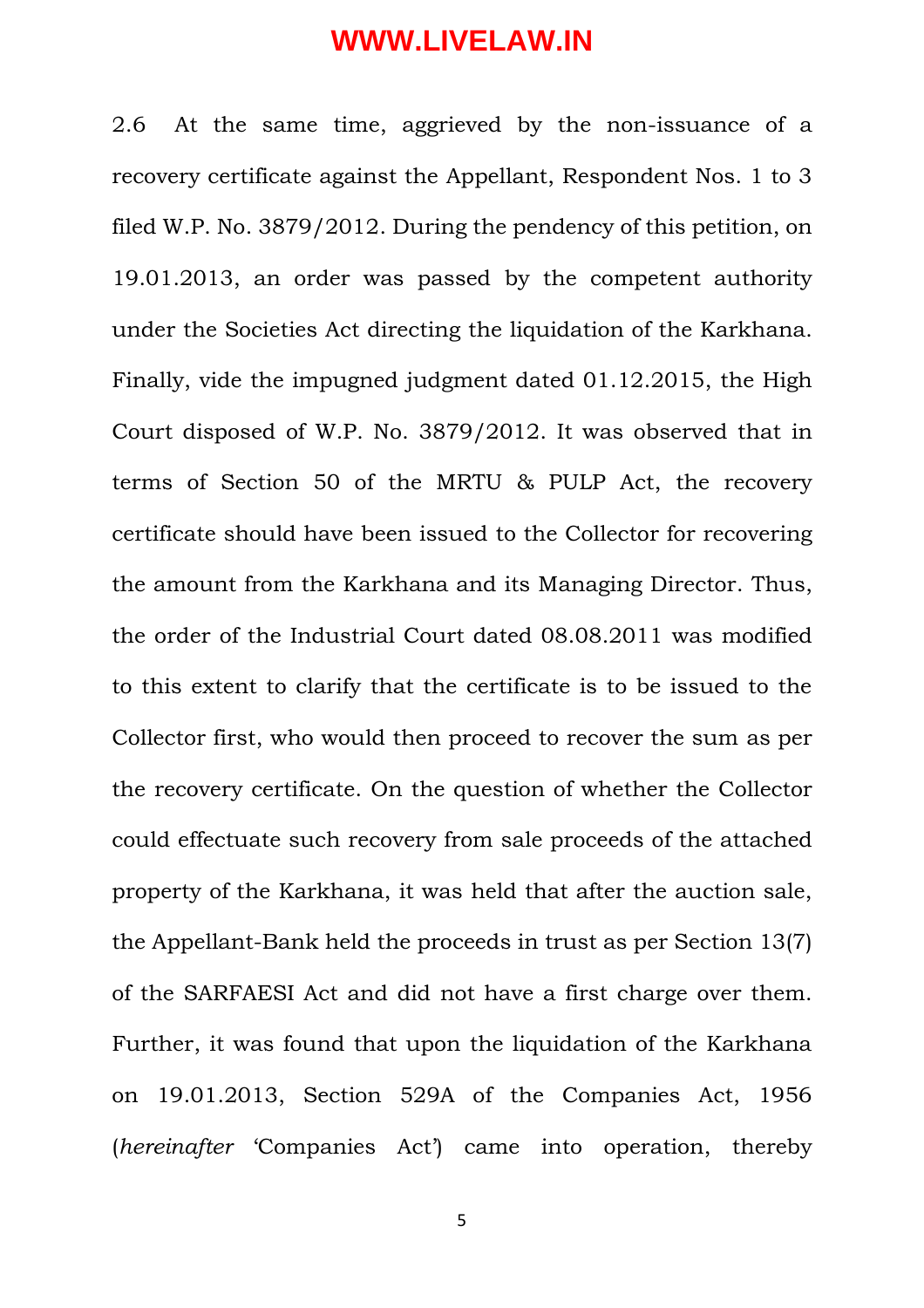2.6 At the same time, aggrieved by the non-issuance of a recovery certificate against the Appellant, Respondent Nos. 1 to 3 filed W.P. No. 3879/2012. During the pendency of this petition, on 19.01.2013, an order was passed by the competent authority under the Societies Act directing the liquidation of the Karkhana. Finally, vide the impugned judgment dated 01.12.2015, the High Court disposed of W.P. No. 3879/2012. It was observed that in terms of Section 50 of the MRTU & PULP Act, the recovery certificate should have been issued to the Collector for recovering the amount from the Karkhana and its Managing Director. Thus, the order of the Industrial Court dated 08.08.2011 was modified to this extent to clarify that the certificate is to be issued to the Collector first, who would then proceed to recover the sum as per the recovery certificate. On the question of whether the Collector could effectuate such recovery from sale proceeds of the attached property of the Karkhana, it was held that after the auction sale, the Appellant-Bank held the proceeds in trust as per Section 13(7) of the SARFAESI Act and did not have a first charge over them. Further, it was found that upon the liquidation of the Karkhana on 19.01.2013, Section 529A of the Companies Act, 1956 (*hereinafter* 'Companies Act') came into operation, thereby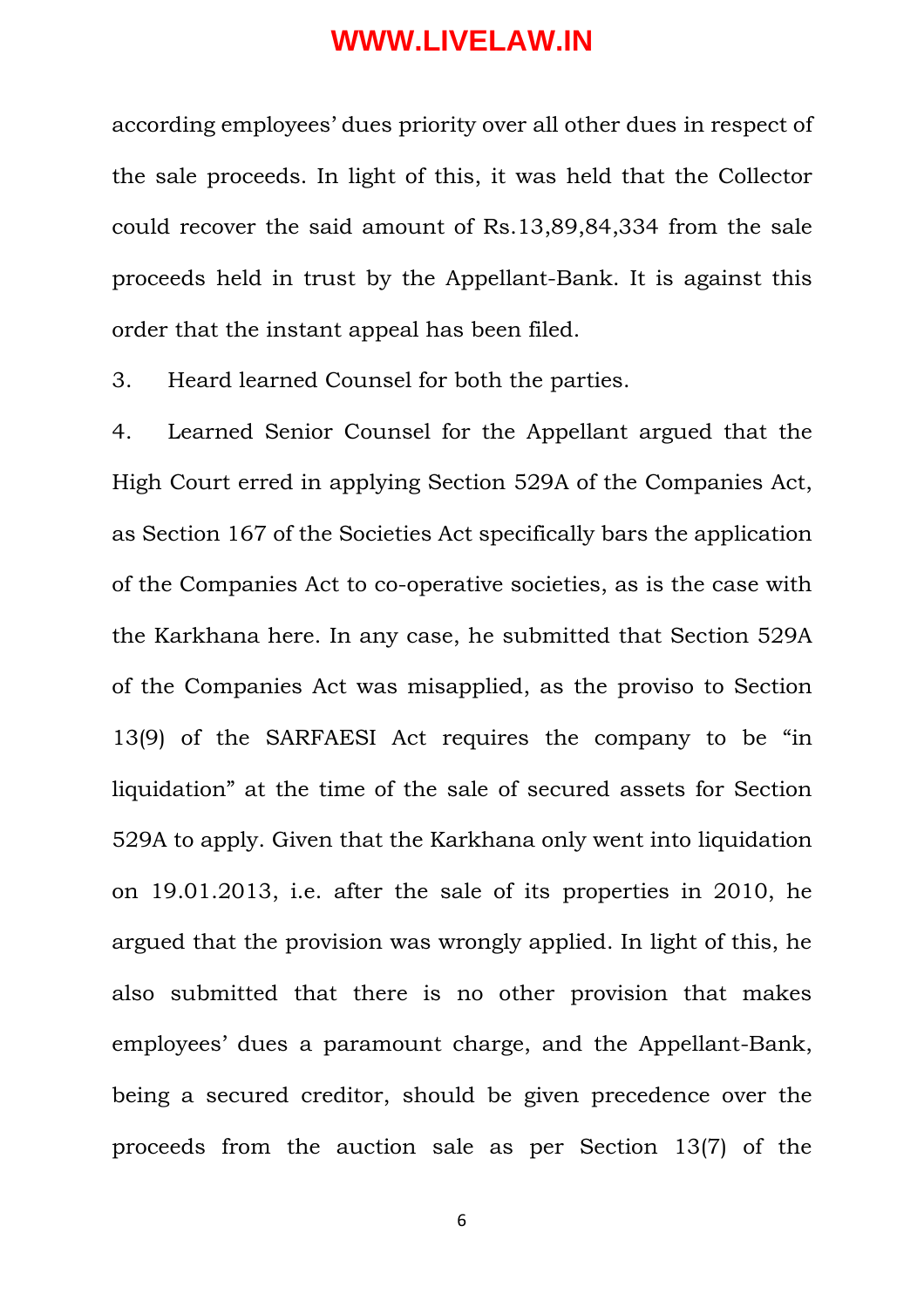according employees' dues priority over all other dues in respect of the sale proceeds. In light of this, it was held that the Collector could recover the said amount of Rs.13,89,84,334 from the sale proceeds held in trust by the Appellant-Bank. It is against this order that the instant appeal has been filed.

3. Heard learned Counsel for both the parties.

4. Learned Senior Counsel for the Appellant argued that the High Court erred in applying Section 529A of the Companies Act, as Section 167 of the Societies Act specifically bars the application of the Companies Act to co-operative societies, as is the case with the Karkhana here. In any case, he submitted that Section 529A of the Companies Act was misapplied, as the proviso to Section 13(9) of the SARFAESI Act requires the company to be "in liquidation" at the time of the sale of secured assets for Section 529A to apply. Given that the Karkhana only went into liquidation on 19.01.2013, i.e. after the sale of its properties in 2010, he argued that the provision was wrongly applied. In light of this, he also submitted that there is no other provision that makes employees' dues a paramount charge, and the Appellant-Bank, being a secured creditor, should be given precedence over the proceeds from the auction sale as per Section 13(7) of the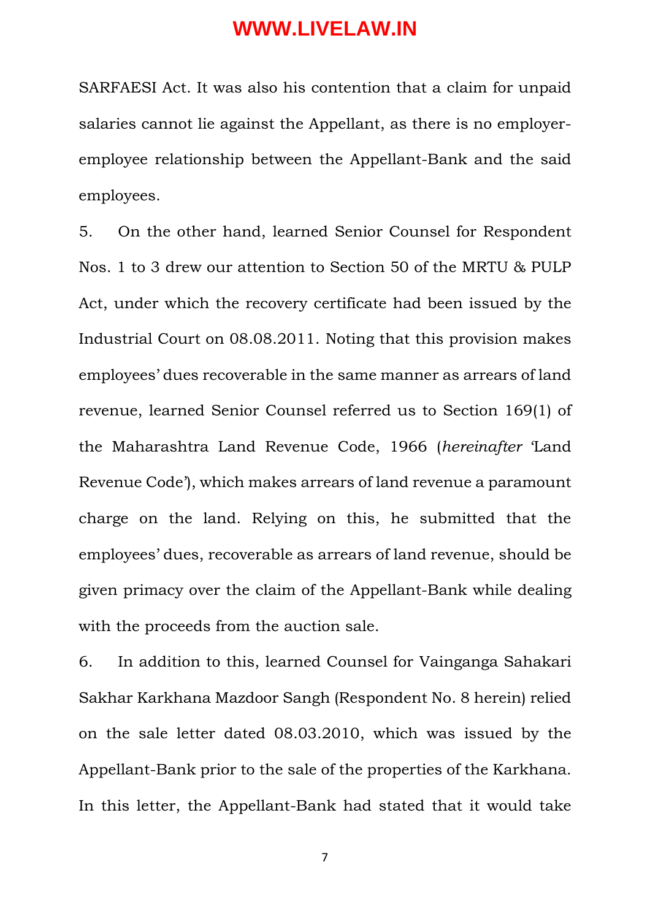SARFAESI Act. It was also his contention that a claim for unpaid salaries cannot lie against the Appellant, as there is no employer-employee relationship between the Appellant-Bank and the said employees.

5. On the other hand, learned Senior Counsel for Respondent Nos. 1 to 3 drew our attention to Section 50 of the MRTU & PULP Act, under which the recovery certificate had been issued by the Industrial Court on 08.08.2011. Noting that this provision makes employees' dues recoverable in the same manner as arrears of land revenue, learned Senior Counsel referred us to Section 169(1) of the Maharashtra Land Revenue Code, 1966 (*hereinafter* 'Land Revenue Code'), which makes arrears of land revenue a paramount charge on the land. Relying on this, he submitted that the employees' dues, recoverable as arrears of land revenue, should be given primacy over the claim of the Appellant-Bank while dealing with the proceeds from the auction sale.

6. In addition to this, learned Counsel for Vainganga Sahakari Sakhar Karkhana Mazdoor Sangh (Respondent No. 8 herein) relied on the sale letter dated 08.03.2010, which was issued by the Appellant-Bank prior to the sale of the properties of the Karkhana. In this letter, the Appellant-Bank had stated that it would take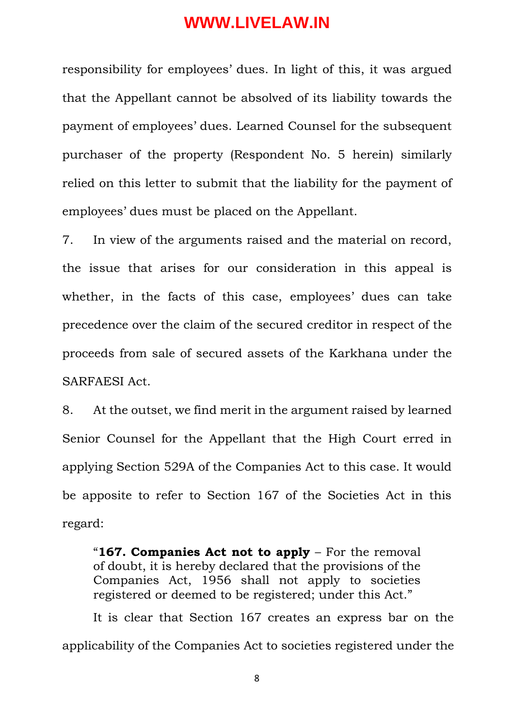responsibility for employees' dues. In light of this, it was argued that the Appellant cannot be absolved of its liability towards the payment of employees' dues. Learned Counsel for the subsequent purchaser of the property (Respondent No. 5 herein) similarly relied on this letter to submit that the liability for the payment of employees' dues must be placed on the Appellant.

7. In view of the arguments raised and the material on record, the issue that arises for our consideration in this appeal is whether, in the facts of this case, employees' dues can take precedence over the claim of the secured creditor in respect of the proceeds from sale of secured assets of the Karkhana under the SARFAESI Act.

8. At the outset, we find merit in the argument raised by learned Senior Counsel for the Appellant that the High Court erred in applying Section 529A of the Companies Act to this case. It would be apposite to refer to Section 167 of the Societies Act in this regard:

> "**167. Companies Act not to apply** – For the removal of doubt, it is hereby declared that the provisions of the Companies Act, 1956 shall not apply to societies registered or deemed to be registered; under this Act."

It is clear that Section 167 creates an express bar on the applicability of the Companies Act to societies registered under the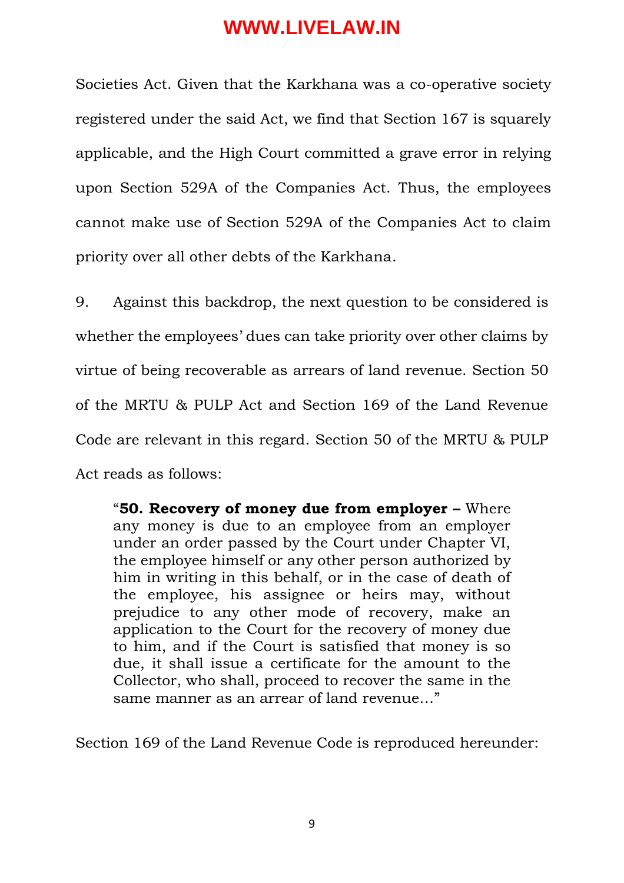Societies Act. Given that the Karkhana was a co-operative society registered under the said Act, we find that Section 167 is squarely applicable, and the High Court committed a grave error in relying upon Section 529A of the Companies Act. Thus, the employees cannot make use of Section 529A of the Companies Act to claim priority over all other debts of the Karkhana.

9. Against this backdrop, the next question to be considered is whether the employees' dues can take priority over other claims by virtue of being recoverable as arrears of land revenue. Section 50 of the MRTU & PULP Act and Section 169 of the Land Revenue Code are relevant in this regard. Section 50 of the MRTU & PULP Act reads as follows:

> "**50. Recovery of money due from employer –** Where any money is due to an employee from an employer under an order passed by the Court under Chapter VI, the employee himself or any other person authorized by him in writing in this behalf, or in the case of death of the employee, his assignee or heirs may, without prejudice to any other mode of recovery, make an application to the Court for the recovery of money due to him, and if the Court is satisfied that money is so due, it shall issue a certificate for the amount to the Collector, who shall, proceed to recover the same in the same manner as an arrear of land revenue…"

Section 169 of the Land Revenue Code is reproduced hereunder: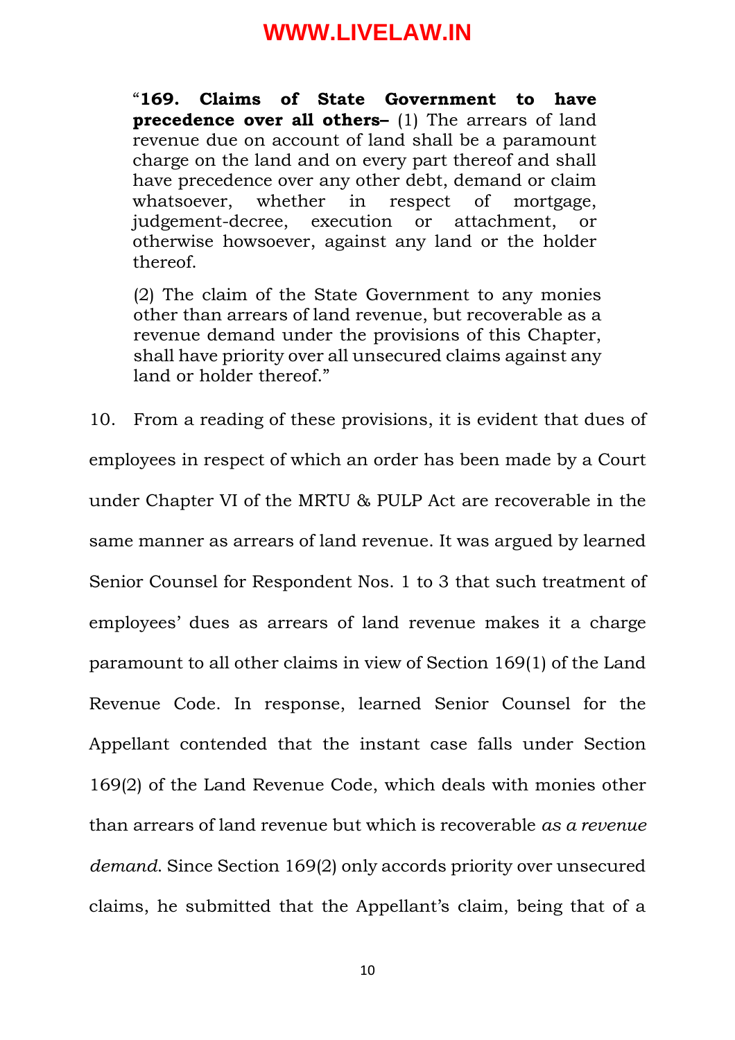> "**169. Claims of State Government to have precedence over all others–** (1) The arrears of land revenue due on account of land shall be a paramount charge on the land and on every part thereof and shall have precedence over any other debt, demand or claim whatsoever, whether in respect of mortgage, judgement-decree, execution or attachment, or otherwise howsoever, against any land or the holder thereof.
>
> (2) The claim of the State Government to any monies other than arrears of land revenue, but recoverable as a revenue demand under the provisions of this Chapter, shall have priority over all unsecured claims against any land or holder thereof."

10. From a reading of these provisions, it is evident that dues of employees in respect of which an order has been made by a Court under Chapter VI of the MRTU & PULP Act are recoverable in the same manner as arrears of land revenue. It was argued by learned Senior Counsel for Respondent Nos. 1 to 3 that such treatment of employees' dues as arrears of land revenue makes it a charge paramount to all other claims in view of Section 169(1) of the Land Revenue Code. In response, learned Senior Counsel for the Appellant contended that the instant case falls under Section 169(2) of the Land Revenue Code, which deals with monies other than arrears of land revenue but which is recoverable *as a revenue demand*. Since Section 169(2) only accords priority over unsecured claims, he submitted that the Appellant's claim, being that of a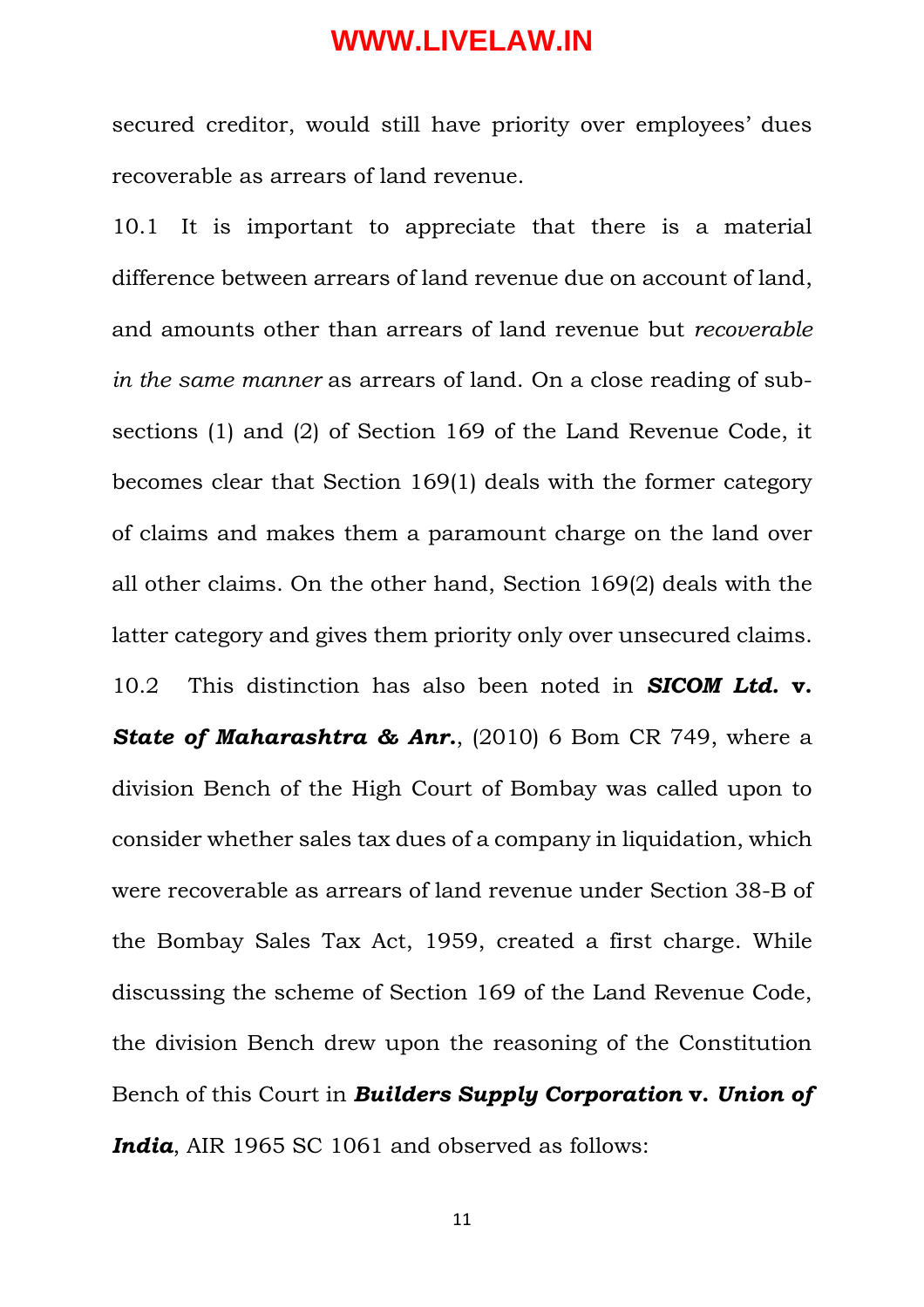secured creditor, would still have priority over employees' dues recoverable as arrears of land revenue.

10.1 It is important to appreciate that there is a material difference between arrears of land revenue due on account of land, and amounts other than arrears of land revenue but *recoverable in the same manner* as arrears of land. On a close reading of sub-sections (1) and (2) of Section 169 of the Land Revenue Code, it becomes clear that Section 169(1) deals with the former category of claims and makes them a paramount charge on the land over all other claims. On the other hand, Section 169(2) deals with the latter category and gives them priority only over unsecured claims.

10.2 This distinction has also been noted in ***SICOM Ltd.*** **v.** ***State of Maharashtra & Anr.***, (2010) 6 Bom CR 749, where a division Bench of the High Court of Bombay was called upon to consider whether sales tax dues of a company in liquidation, which were recoverable as arrears of land revenue under Section 38-B of the Bombay Sales Tax Act, 1959, created a first charge. While discussing the scheme of Section 169 of the Land Revenue Code, the division Bench drew upon the reasoning of the Constitution Bench of this Court in ***Builders Supply Corporation*** **v.** ***Union of India***, AIR 1965 SC 1061 and observed as follows: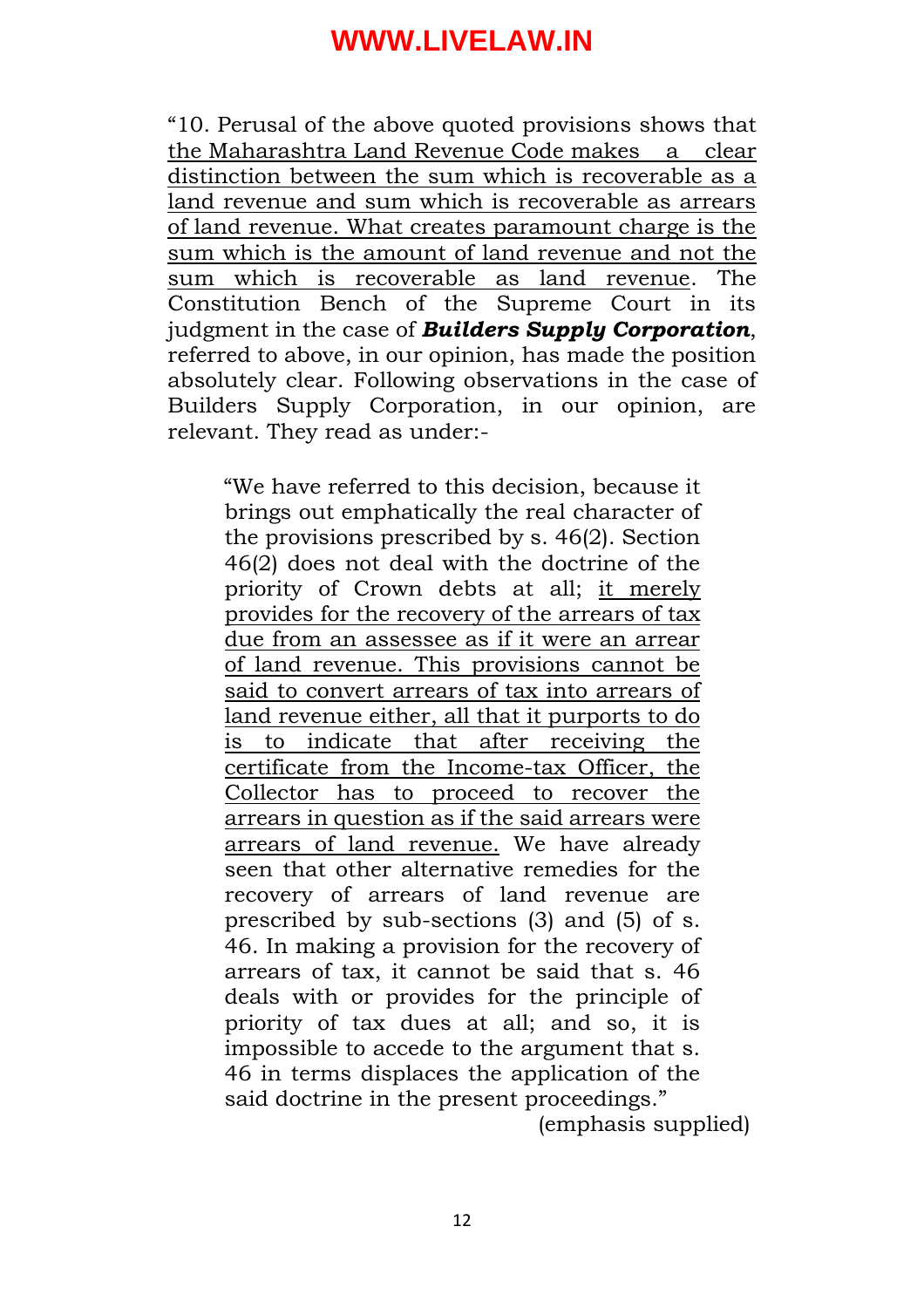"10. Perusal of the above quoted provisions shows that <u>the Maharashtra Land Revenue Code makes a clear distinction between the sum which is recoverable as a land revenue and sum which is recoverable as arrears of land revenue. What creates paramount charge is the sum which is the amount of land revenue and not the sum which is recoverable as land revenue</u>. The Constitution Bench of the Supreme Court in its judgment in the case of ***Builders Supply Corporation***, referred to above, in our opinion, has made the position absolutely clear. Following observations in the case of Builders Supply Corporation, in our opinion, are relevant. They read as under:-

> "We have referred to this decision, because it brings out emphatically the real character of the provisions prescribed by s. 46(2). Section 46(2) does not deal with the doctrine of the priority of Crown debts at all; <u>it merely provides for the recovery of the arrears of tax due from an assessee as if it were an arrear of land revenue. This provisions cannot be said to convert arrears of tax into arrears of land revenue either, all that it purports to do is to indicate that after receiving the certificate from the Income-tax Officer, the Collector has to proceed to recover the arrears in question as if the said arrears were arrears of land revenue.</u> We have already seen that other alternative remedies for the recovery of arrears of land revenue are prescribed by sub-sections (3) and (5) of s. 46. In making a provision for the recovery of arrears of tax, it cannot be said that s. 46 deals with or provides for the principle of priority of tax dues at all; and so, it is impossible to accede to the argument that s. 46 in terms displaces the application of the said doctrine in the present proceedings."
>
> (emphasis supplied)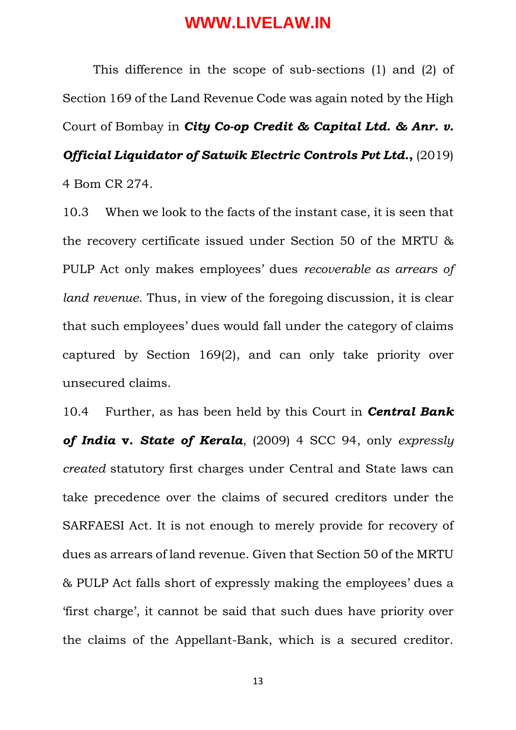This difference in the scope of sub-sections (1) and (2) of Section 169 of the Land Revenue Code was again noted by the High Court of Bombay in ***City Co-op Credit & Capital Ltd. & Anr. v. Official Liquidator of Satwik Electric Controls Pvt Ltd.*,** (2019) 4 Bom CR 274.

10.3 When we look to the facts of the instant case, it is seen that the recovery certificate issued under Section 50 of the MRTU & PULP Act only makes employees' dues *recoverable as arrears of land revenue*. Thus, in view of the foregoing discussion, it is clear that such employees' dues would fall under the category of claims captured by Section 169(2), and can only take priority over unsecured claims.

10.4 Further, as has been held by this Court in ***Central Bank of India* v. *State of Kerala***, (2009) 4 SCC 94, only *expressly created* statutory first charges under Central and State laws can take precedence over the claims of secured creditors under the SARFAESI Act. It is not enough to merely provide for recovery of dues as arrears of land revenue. Given that Section 50 of the MRTU & PULP Act falls short of expressly making the employees' dues a 'first charge', it cannot be said that such dues have priority over the claims of the Appellant-Bank, which is a secured creditor.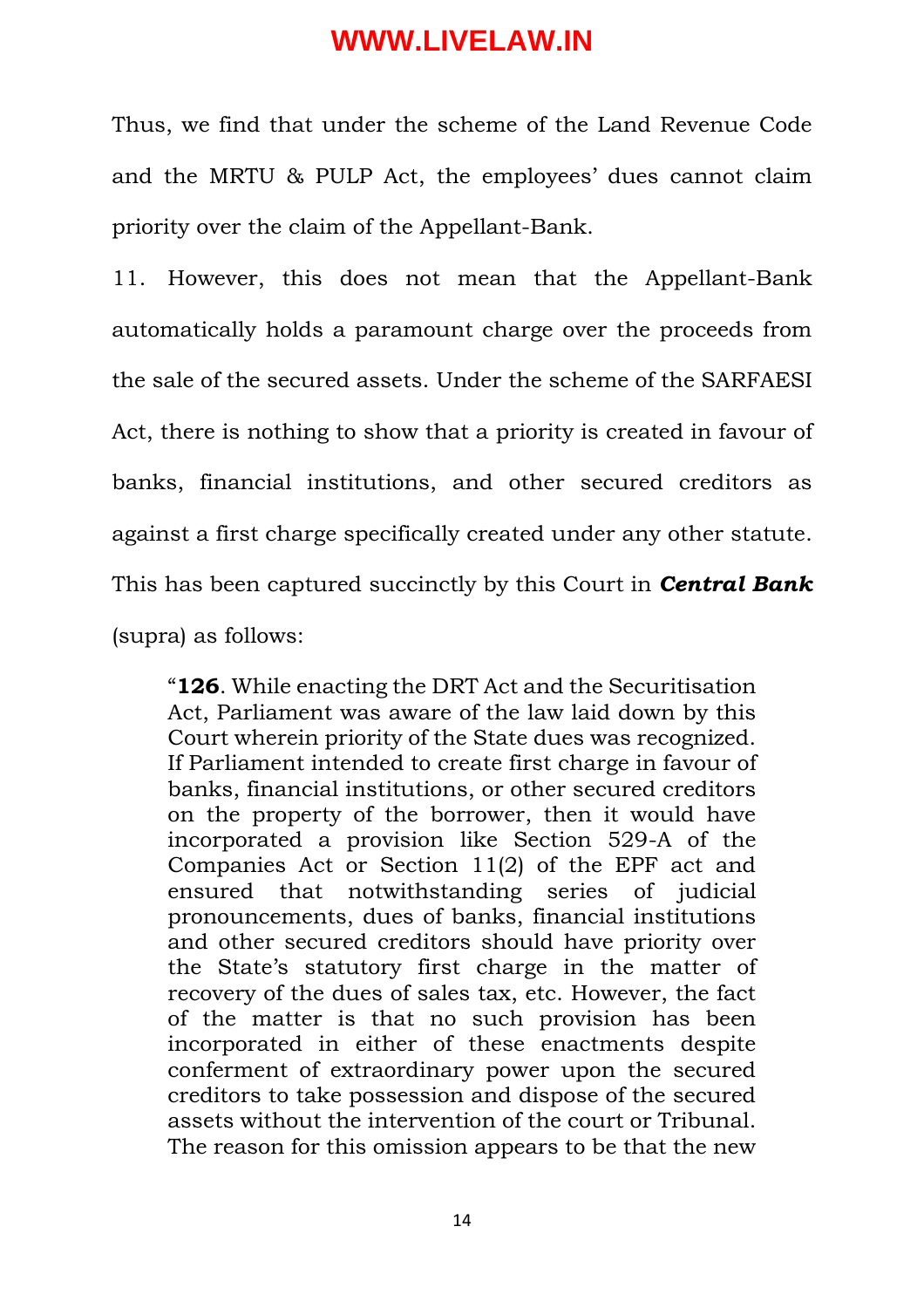Thus, we find that under the scheme of the Land Revenue Code and the MRTU & PULP Act, the employees' dues cannot claim priority over the claim of the Appellant-Bank.

11. However, this does not mean that the Appellant-Bank automatically holds a paramount charge over the proceeds from the sale of the secured assets. Under the scheme of the SARFAESI Act, there is nothing to show that a priority is created in favour of banks, financial institutions, and other secured creditors as against a first charge specifically created under any other statute. This has been captured succinctly by this Court in ***Central Bank*** (supra) as follows:

> "**126**. While enacting the DRT Act and the Securitisation Act, Parliament was aware of the law laid down by this Court wherein priority of the State dues was recognized. If Parliament intended to create first charge in favour of banks, financial institutions, or other secured creditors on the property of the borrower, then it would have incorporated a provision like Section 529-A of the Companies Act or Section 11(2) of the EPF act and ensured that notwithstanding series of judicial pronouncements, dues of banks, financial institutions and other secured creditors should have priority over the State's statutory first charge in the matter of recovery of the dues of sales tax, etc. However, the fact of the matter is that no such provision has been incorporated in either of these enactments despite conferment of extraordinary power upon the secured creditors to take possession and dispose of the secured assets without the intervention of the court or Tribunal. The reason for this omission appears to be that the new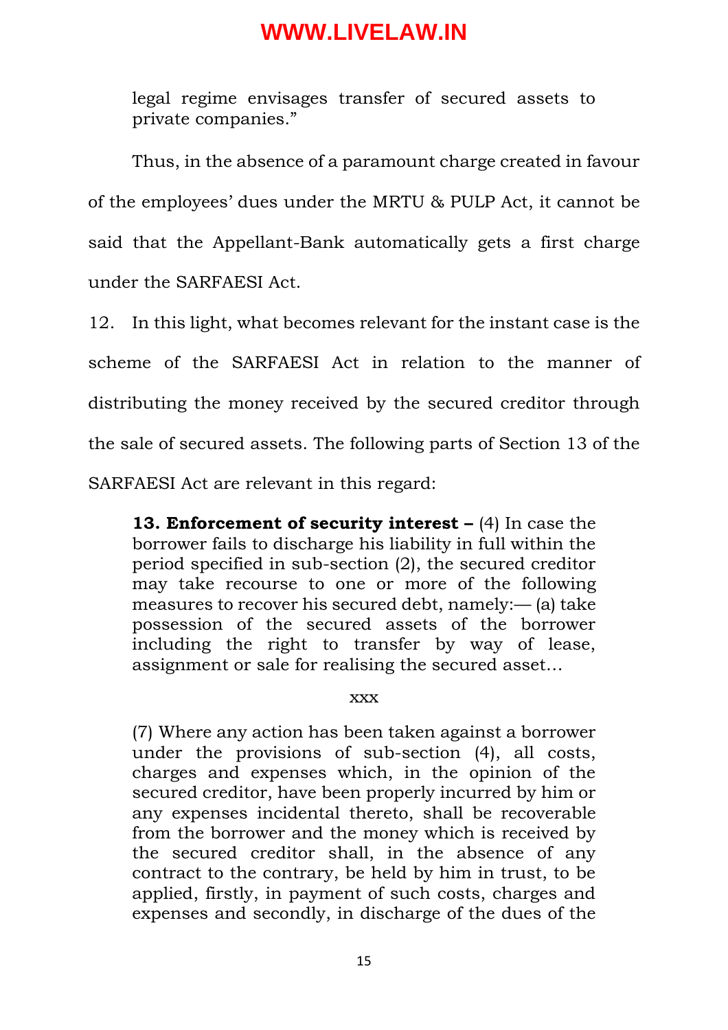legal regime envisages transfer of secured assets to private companies."

Thus, in the absence of a paramount charge created in favour of the employees' dues under the MRTU & PULP Act, it cannot be said that the Appellant-Bank automatically gets a first charge under the SARFAESI Act.

12. In this light, what becomes relevant for the instant case is the scheme of the SARFAESI Act in relation to the manner of distributing the money received by the secured creditor through the sale of secured assets. The following parts of Section 13 of the SARFAESI Act are relevant in this regard:

> **13. Enforcement of security interest –** (4) In case the borrower fails to discharge his liability in full within the period specified in sub-section (2), the secured creditor may take recourse to one or more of the following measures to recover his secured debt, namely:— (a) take possession of the secured assets of the borrower including the right to transfer by way of lease, assignment or sale for realising the secured asset…
>
> xxx
>
> (7) Where any action has been taken against a borrower under the provisions of sub-section (4), all costs, charges and expenses which, in the opinion of the secured creditor, have been properly incurred by him or any expenses incidental thereto, shall be recoverable from the borrower and the money which is received by the secured creditor shall, in the absence of any contract to the contrary, be held by him in trust, to be applied, firstly, in payment of such costs, charges and expenses and secondly, in discharge of the dues of the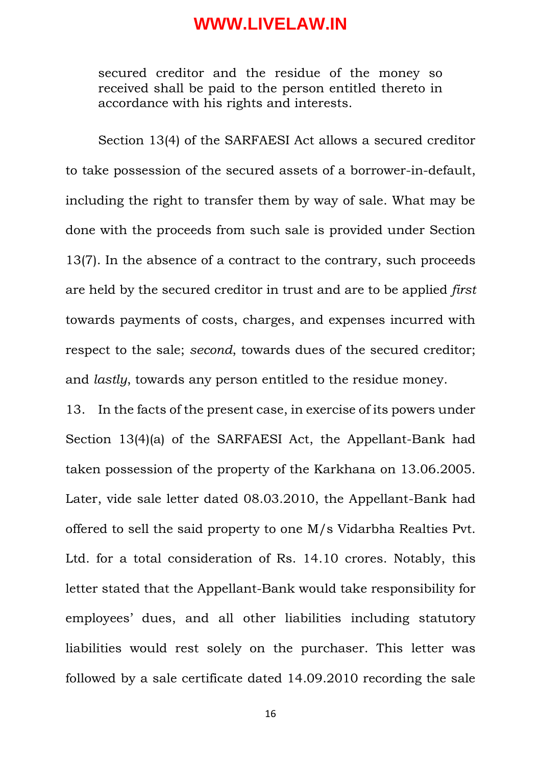> secured creditor and the residue of the money so received shall be paid to the person entitled thereto in accordance with his rights and interests.

Section 13(4) of the SARFAESI Act allows a secured creditor to take possession of the secured assets of a borrower-in-default, including the right to transfer them by way of sale. What may be done with the proceeds from such sale is provided under Section 13(7). In the absence of a contract to the contrary, such proceeds are held by the secured creditor in trust and are to be applied *first* towards payments of costs, charges, and expenses incurred with respect to the sale; *second*, towards dues of the secured creditor; and *lastly*, towards any person entitled to the residue money.

13. In the facts of the present case, in exercise of its powers under Section 13(4)(a) of the SARFAESI Act, the Appellant-Bank had taken possession of the property of the Karkhana on 13.06.2005. Later, vide sale letter dated 08.03.2010, the Appellant-Bank had offered to sell the said property to one M/s Vidarbha Realties Pvt. Ltd. for a total consideration of Rs. 14.10 crores. Notably, this letter stated that the Appellant-Bank would take responsibility for employees' dues, and all other liabilities including statutory liabilities would rest solely on the purchaser. This letter was followed by a sale certificate dated 14.09.2010 recording the sale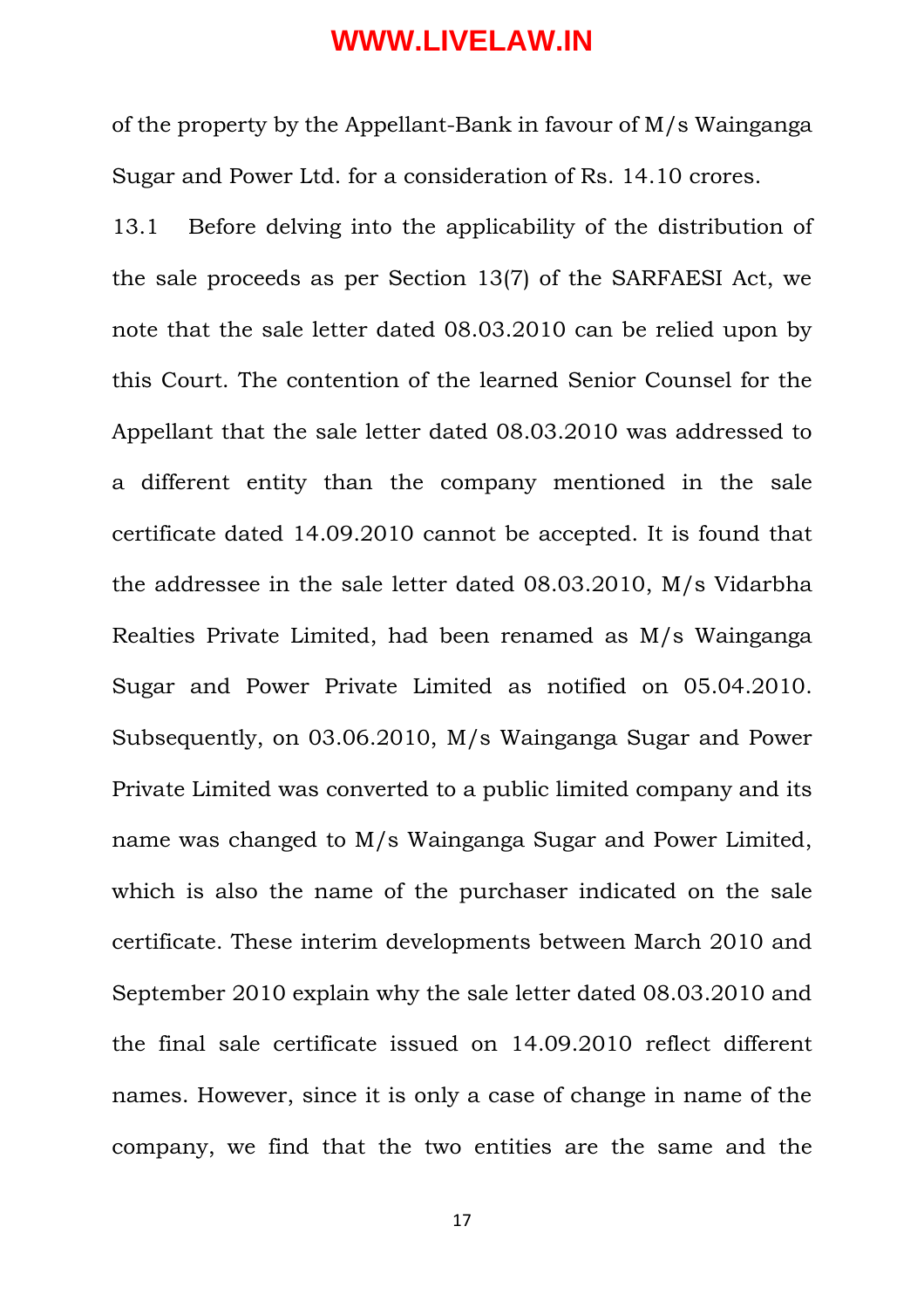of the property by the Appellant-Bank in favour of M/s Wainganga Sugar and Power Ltd. for a consideration of Rs. 14.10 crores.

13.1 Before delving into the applicability of the distribution of the sale proceeds as per Section 13(7) of the SARFAESI Act, we note that the sale letter dated 08.03.2010 can be relied upon by this Court. The contention of the learned Senior Counsel for the Appellant that the sale letter dated 08.03.2010 was addressed to a different entity than the company mentioned in the sale certificate dated 14.09.2010 cannot be accepted. It is found that the addressee in the sale letter dated 08.03.2010, M/s Vidarbha Realties Private Limited, had been renamed as M/s Wainganga Sugar and Power Private Limited as notified on 05.04.2010. Subsequently, on 03.06.2010, M/s Wainganga Sugar and Power Private Limited was converted to a public limited company and its name was changed to M/s Wainganga Sugar and Power Limited, which is also the name of the purchaser indicated on the sale certificate. These interim developments between March 2010 and September 2010 explain why the sale letter dated 08.03.2010 and the final sale certificate issued on 14.09.2010 reflect different names. However, since it is only a case of change in name of the company, we find that the two entities are the same and the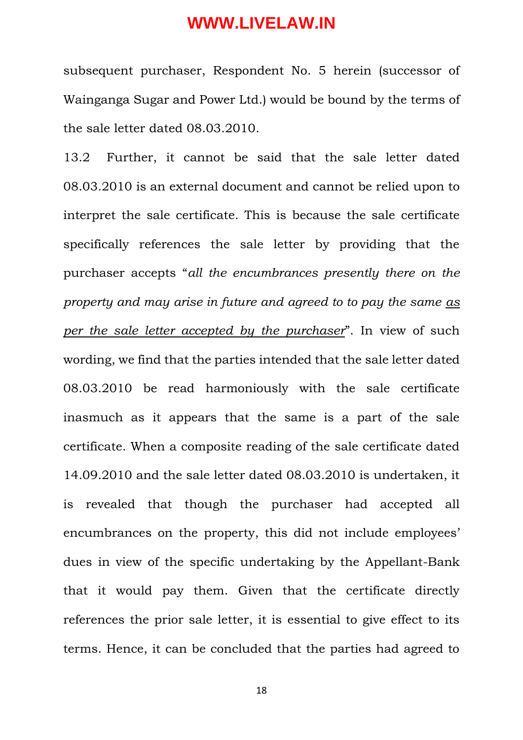subsequent purchaser, Respondent No. 5 herein (successor of Wainganga Sugar and Power Ltd.) would be bound by the terms of the sale letter dated 08.03.2010.

13.2 Further, it cannot be said that the sale letter dated 08.03.2010 is an external document and cannot be relied upon to interpret the sale certificate. This is because the sale certificate specifically references the sale letter by providing that the purchaser accepts "*all the encumbrances presently there on the property and may arise in future and agreed to to pay the same* *<u>as per the sale letter accepted by the purchaser</u>*". In view of such wording, we find that the parties intended that the sale letter dated 08.03.2010 be read harmoniously with the sale certificate inasmuch as it appears that the same is a part of the sale certificate. When a composite reading of the sale certificate dated 14.09.2010 and the sale letter dated 08.03.2010 is undertaken, it is revealed that though the purchaser had accepted all encumbrances on the property, this did not include employees' dues in view of the specific undertaking by the Appellant-Bank that it would pay them. Given that the certificate directly references the prior sale letter, it is essential to give effect to its terms. Hence, it can be concluded that the parties had agreed to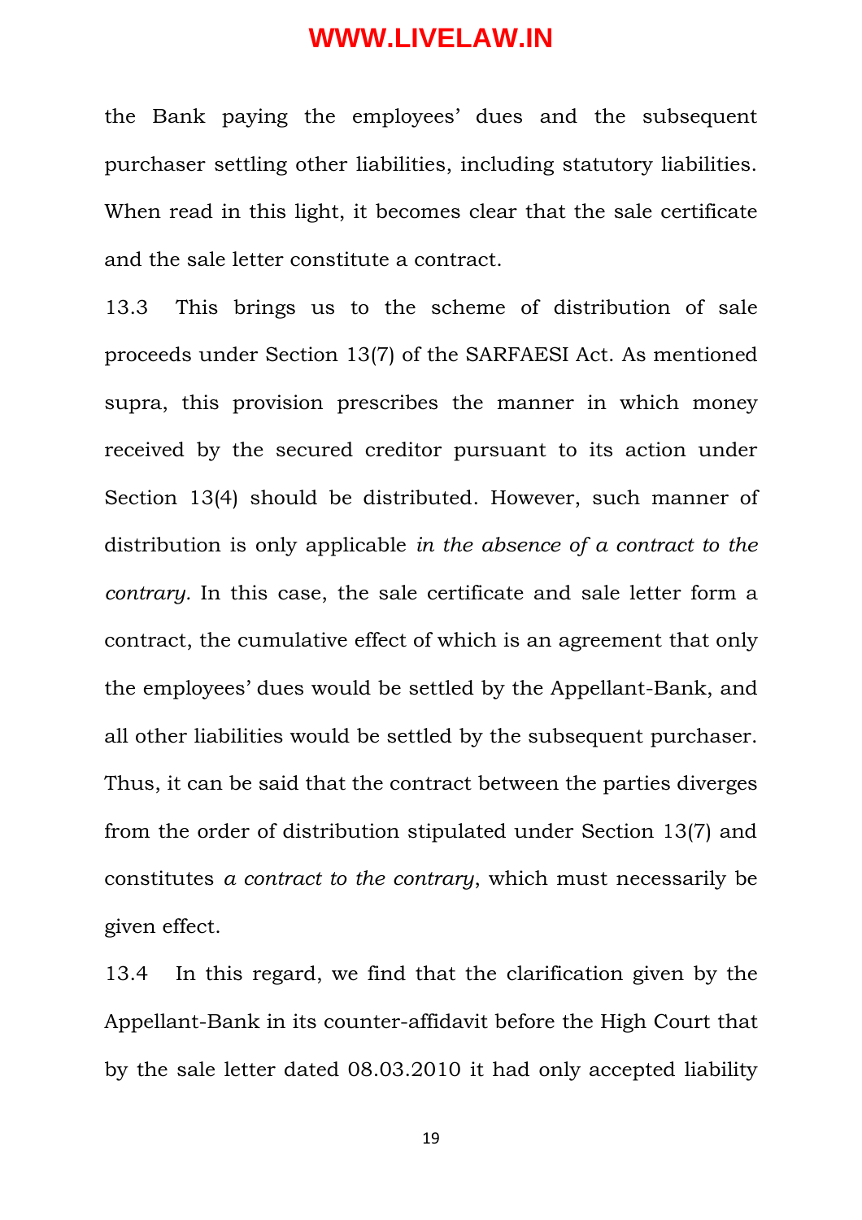the Bank paying the employees' dues and the subsequent purchaser settling other liabilities, including statutory liabilities. When read in this light, it becomes clear that the sale certificate and the sale letter constitute a contract.

13.3 This brings us to the scheme of distribution of sale proceeds under Section 13(7) of the SARFAESI Act. As mentioned supra, this provision prescribes the manner in which money received by the secured creditor pursuant to its action under Section 13(4) should be distributed. However, such manner of distribution is only applicable *in the absence of a contract to the contrary.* In this case, the sale certificate and sale letter form a contract, the cumulative effect of which is an agreement that only the employees' dues would be settled by the Appellant-Bank, and all other liabilities would be settled by the subsequent purchaser. Thus, it can be said that the contract between the parties diverges from the order of distribution stipulated under Section 13(7) and constitutes *a contract to the contrary*, which must necessarily be given effect.

13.4 In this regard, we find that the clarification given by the Appellant-Bank in its counter-affidavit before the High Court that by the sale letter dated 08.03.2010 it had only accepted liability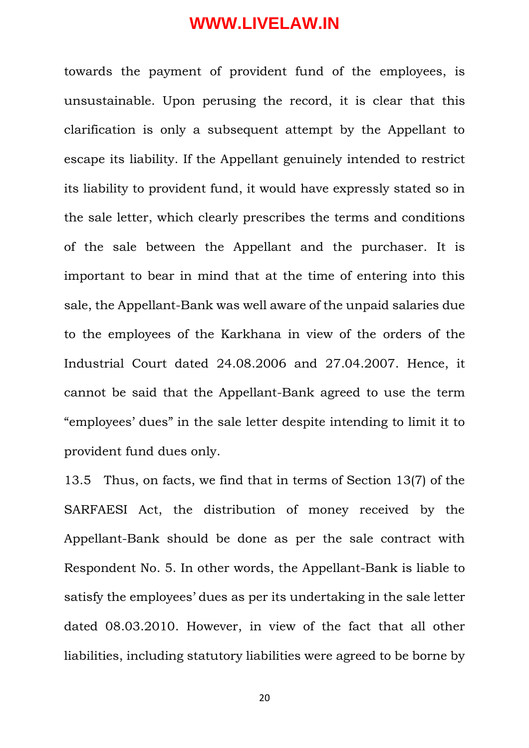towards the payment of provident fund of the employees, is unsustainable. Upon perusing the record, it is clear that this clarification is only a subsequent attempt by the Appellant to escape its liability. If the Appellant genuinely intended to restrict its liability to provident fund, it would have expressly stated so in the sale letter, which clearly prescribes the terms and conditions of the sale between the Appellant and the purchaser. It is important to bear in mind that at the time of entering into this sale, the Appellant-Bank was well aware of the unpaid salaries due to the employees of the Karkhana in view of the orders of the Industrial Court dated 24.08.2006 and 27.04.2007. Hence, it cannot be said that the Appellant-Bank agreed to use the term "employees' dues" in the sale letter despite intending to limit it to provident fund dues only.

13.5 Thus, on facts, we find that in terms of Section 13(7) of the SARFAESI Act, the distribution of money received by the Appellant-Bank should be done as per the sale contract with Respondent No. 5. In other words, the Appellant-Bank is liable to satisfy the employees' dues as per its undertaking in the sale letter dated 08.03.2010. However, in view of the fact that all other liabilities, including statutory liabilities were agreed to be borne by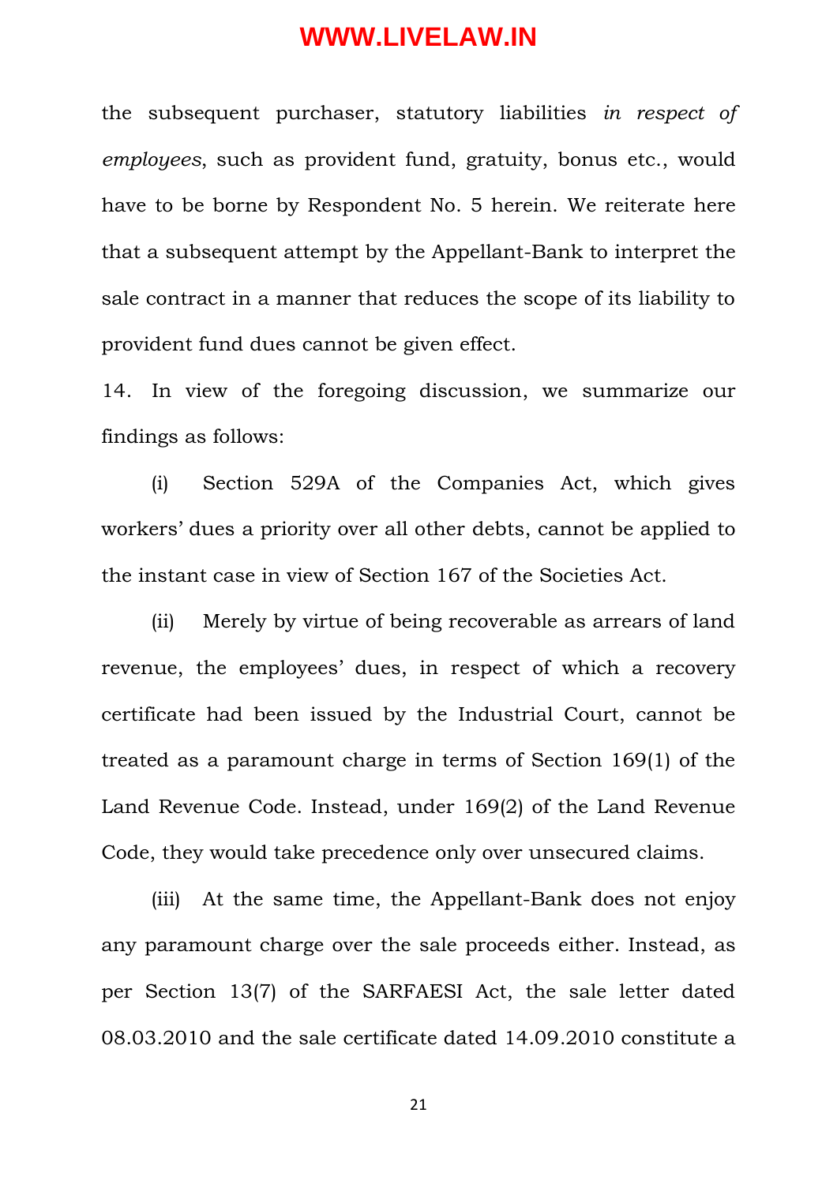the subsequent purchaser, statutory liabilities *in respect of employees*, such as provident fund, gratuity, bonus etc., would have to be borne by Respondent No. 5 herein. We reiterate here that a subsequent attempt by the Appellant-Bank to interpret the sale contract in a manner that reduces the scope of its liability to provident fund dues cannot be given effect.

14. In view of the foregoing discussion, we summarize our findings as follows:

(i) Section 529A of the Companies Act, which gives workers' dues a priority over all other debts, cannot be applied to the instant case in view of Section 167 of the Societies Act.

(ii) Merely by virtue of being recoverable as arrears of land revenue, the employees' dues, in respect of which a recovery certificate had been issued by the Industrial Court, cannot be treated as a paramount charge in terms of Section 169(1) of the Land Revenue Code. Instead, under 169(2) of the Land Revenue Code, they would take precedence only over unsecured claims.

(iii) At the same time, the Appellant-Bank does not enjoy any paramount charge over the sale proceeds either. Instead, as per Section 13(7) of the SARFAESI Act, the sale letter dated 08.03.2010 and the sale certificate dated 14.09.2010 constitute a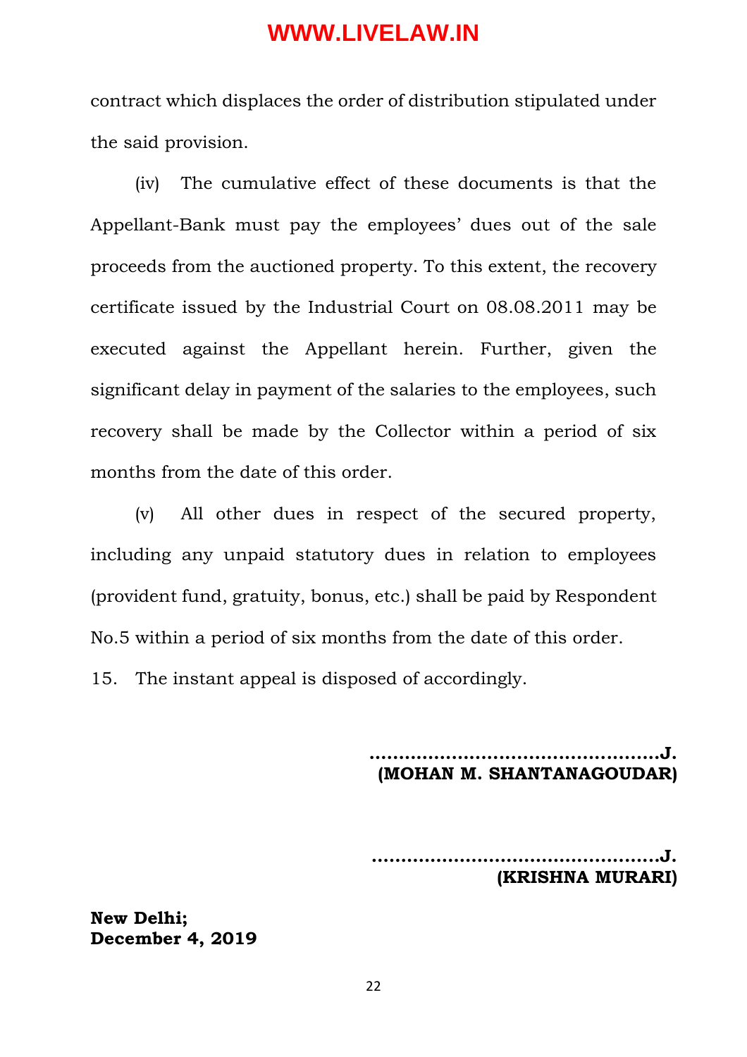contract which displaces the order of distribution stipulated under the said provision.

(iv) The cumulative effect of these documents is that the Appellant-Bank must pay the employees' dues out of the sale proceeds from the auctioned property. To this extent, the recovery certificate issued by the Industrial Court on 08.08.2011 may be executed against the Appellant herein. Further, given the significant delay in payment of the salaries to the employees, such recovery shall be made by the Collector within a period of six months from the date of this order.

(v) All other dues in respect of the secured property, including any unpaid statutory dues in relation to employees (provident fund, gratuity, bonus, etc.) shall be paid by Respondent No.5 within a period of six months from the date of this order.

15. The instant appeal is disposed of accordingly.

**..................................................J.**
**(MOHAN M. SHANTANAGOUDAR)**

**..................................................J.**
**(KRISHNA MURARI)**

**New Delhi;**
**December 4, 2019**